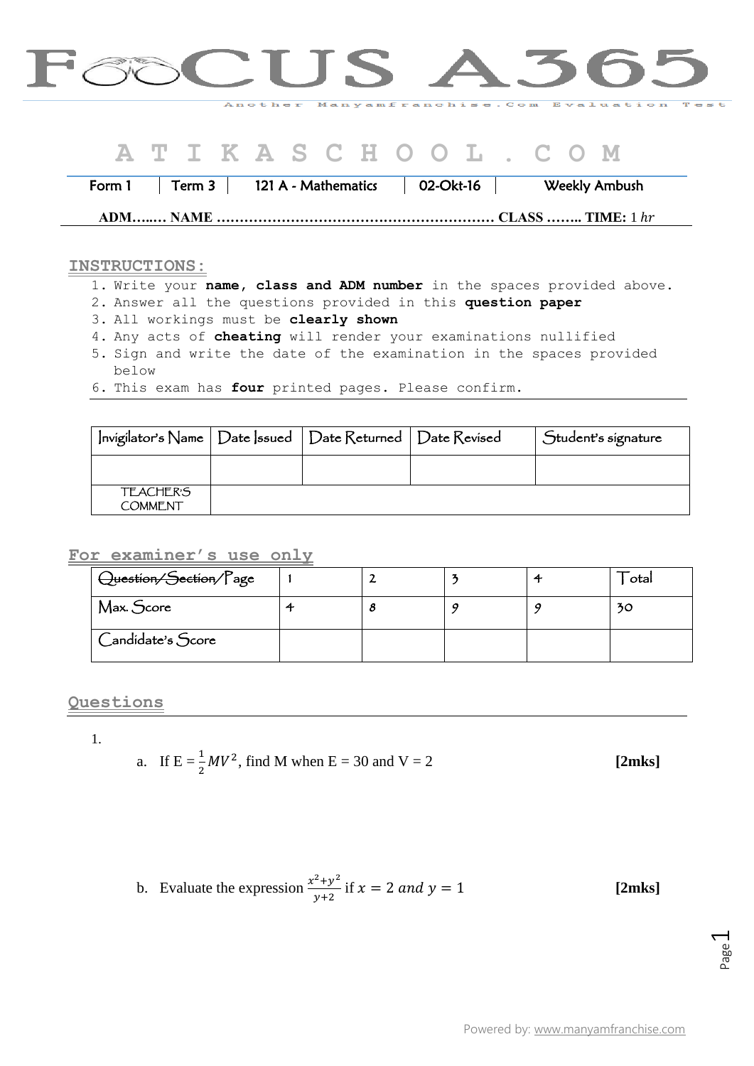# FOCUS A365

Another Manyamfranchise.Com Evaluation Test

## A T I K A S C H O O L . C O M

| Form 1 | Term 3 | 121 A - Mathematics | 02-Okt-16 | Weekly Ambush |
|---|---|---|---|---|

**ADM…..… NAME …………………………………………………… CLASS …….. TIME:** 1 *hr*

**INSTRUCTIONS:**

1. Write your **name, class and ADM number** in the spaces provided above.
2. Answer all the questions provided in this **question paper**
3. All workings must be **clearly shown**
4. Any acts of **cheating** will render your examinations nullified
5. Sign and write the date of the examination in the spaces provided below
6. This exam has **four** printed pages. Please confirm.

| Invigilator's Name | Date Issued | Date Returned | Date Revised | Student's signature |
|---|---|---|---|---|
| | | | | |
| TEACHER'S COMMENT | | | | |

**For examiner's use only**

| ~~Question/Section/~~Page | 1 | 2 | 3 | 4 | Total |
|---|---|---|---|---|---|
| Max. Score | 4 | 8 | 9 | 9 | 30 |
| Candidate's Score | | | | | |

**Questions**

1.
   a. If E = $\frac{1}{2}MV^2$, find M when E = 30 and V = 2 **[2mks]**

   b. Evaluate the expression $\frac{x^2+y^2}{y+2}$ if $x = 2\ and\ y = 1$ **[2mks]**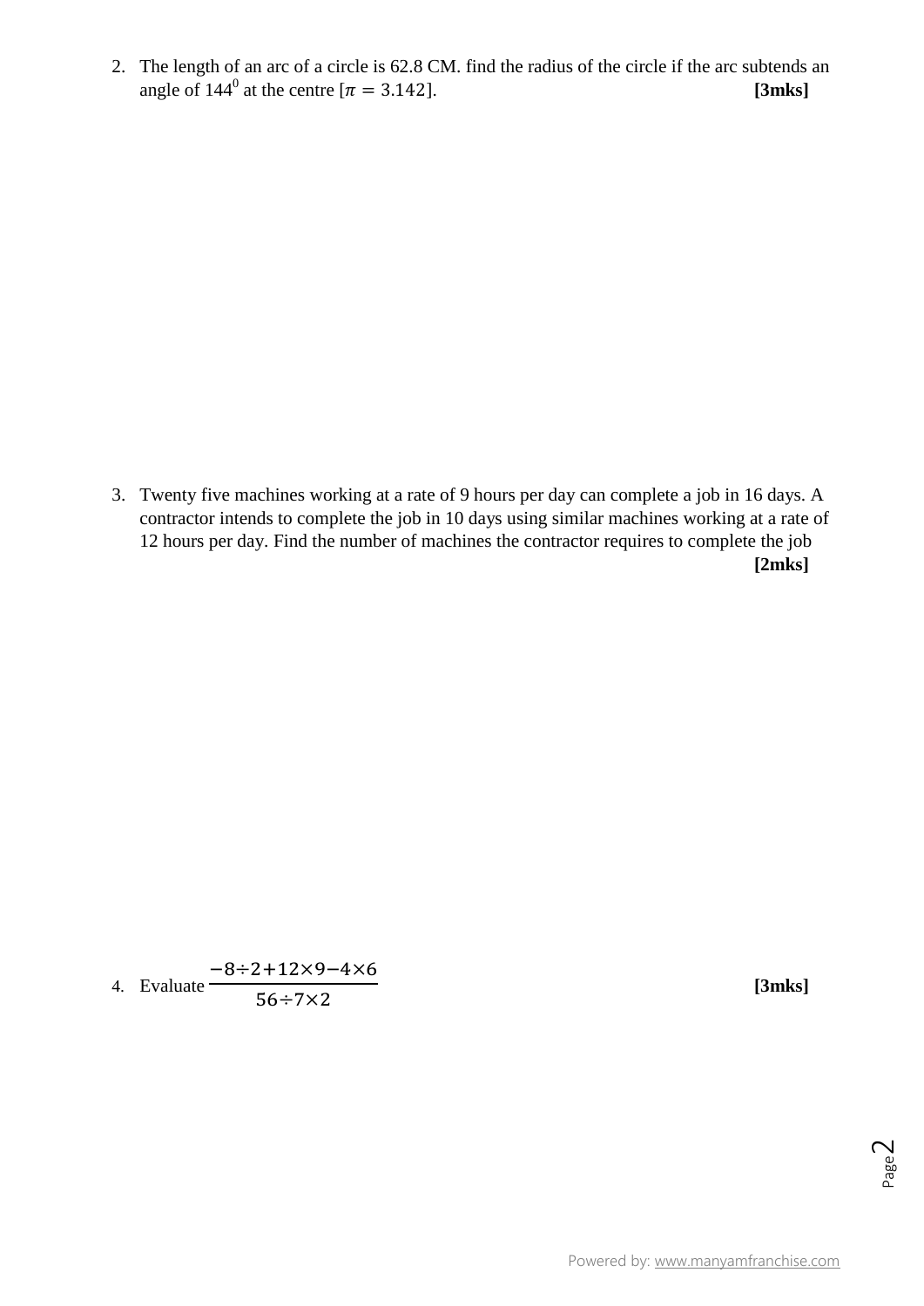2. The length of an arc of a circle is 62.8 CM. find the radius of the circle if the arc subtends an angle of $144^0$ at the centre [$\pi = 3.142$]. **[3mks]**

3. Twenty five machines working at a rate of 9 hours per day can complete a job in 16 days. A contractor intends to complete the job in 10 days using similar machines working at a rate of 12 hours per day. Find the number of machines the contractor requires to complete the job **[2mks]**

4. Evaluate $\frac{-8 \div 2 + 12 \times 9 - 4 \times 6}{56 \div 7 \times 2}$ **[3mks]**

Powered by: www.manyamfranchise.com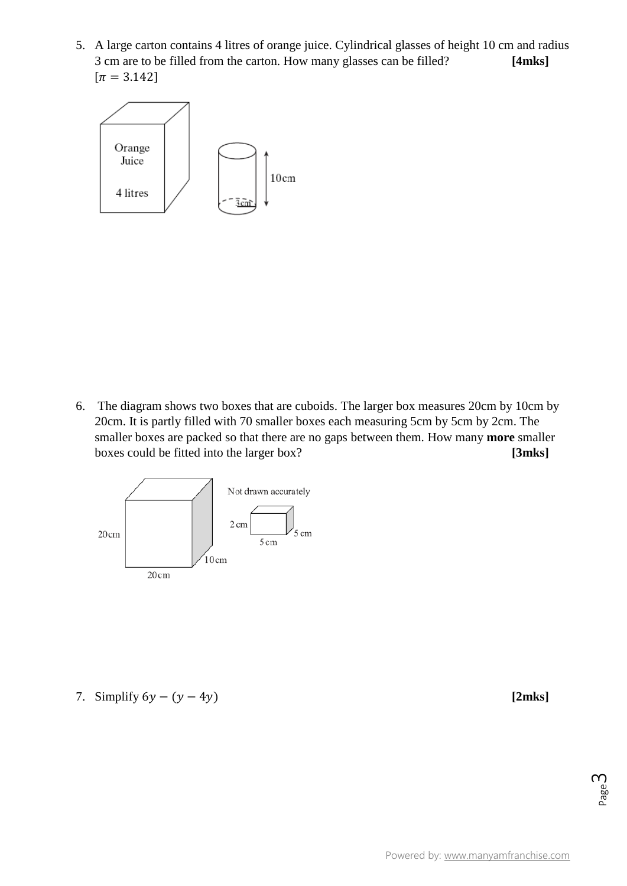5. A large carton contains 4 litres of orange juice. Cylindrical glasses of height 10 cm and radius 3 cm are to be filled from the carton. How many glasses can be filled? **[4mks]**
   $[\pi = 3.142]$

6. The diagram shows two boxes that are cuboids. The larger box measures 20cm by 10cm by 20cm. It is partly filled with 70 smaller boxes each measuring 5cm by 5cm by 2cm. The smaller boxes are packed so that there are no gaps between them. How many **more** smaller boxes could be fitted into the larger box? **[3mks]**

7. Simplify $6y - (y - 4y)$ **[2mks]**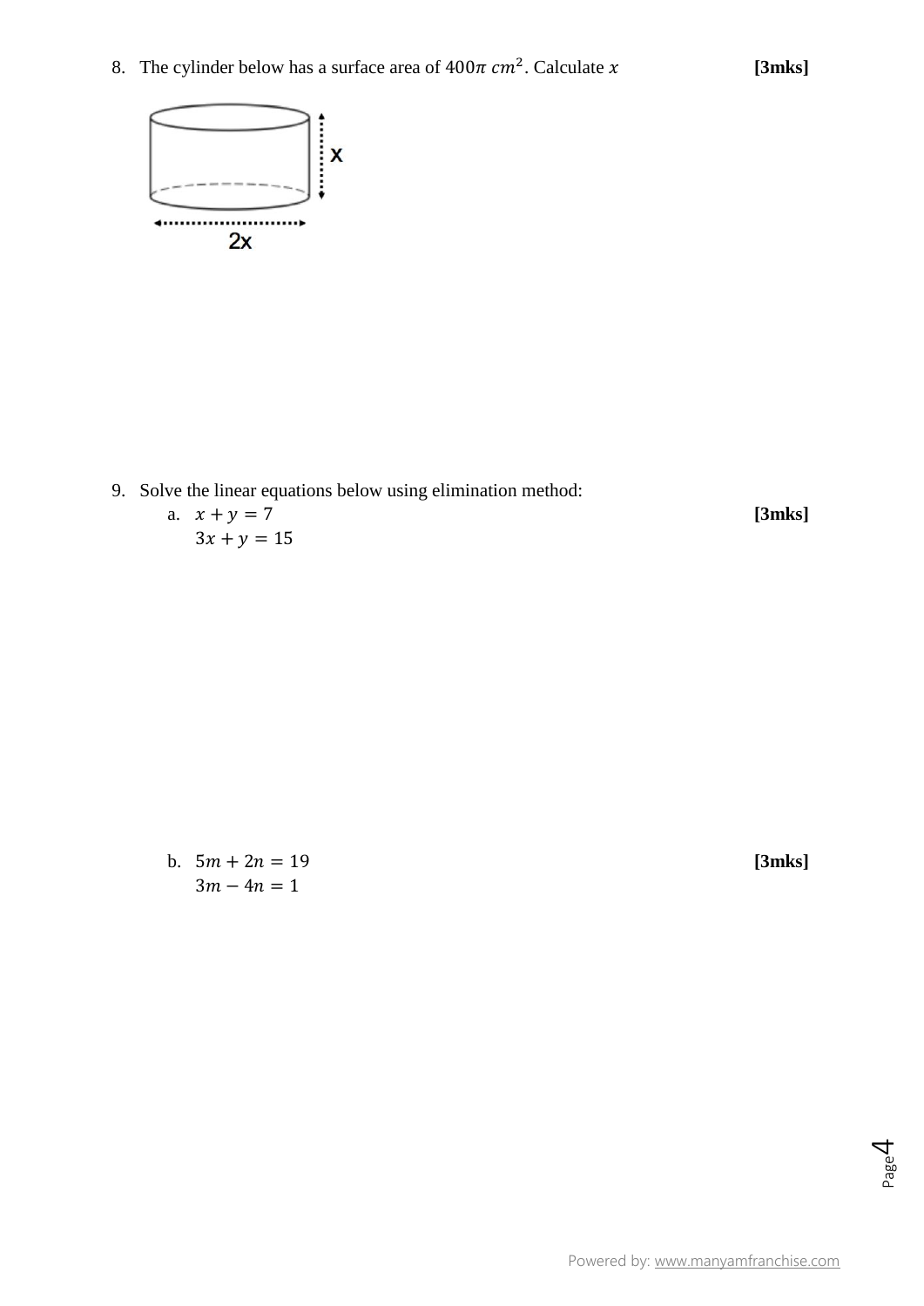8. The cylinder below has a surface area of $400\pi\ cm^2$. Calculate $x$ **[3mks]**

x

2x

9. Solve the linear equations below using elimination method:

   a. $x + y = 7$ **[3mks]**
      $3x + y = 15$

   b. $5m + 2n = 19$ **[3mks]**
      $3m - 4n = 1$

Powered by: www.manyamfranchise.com